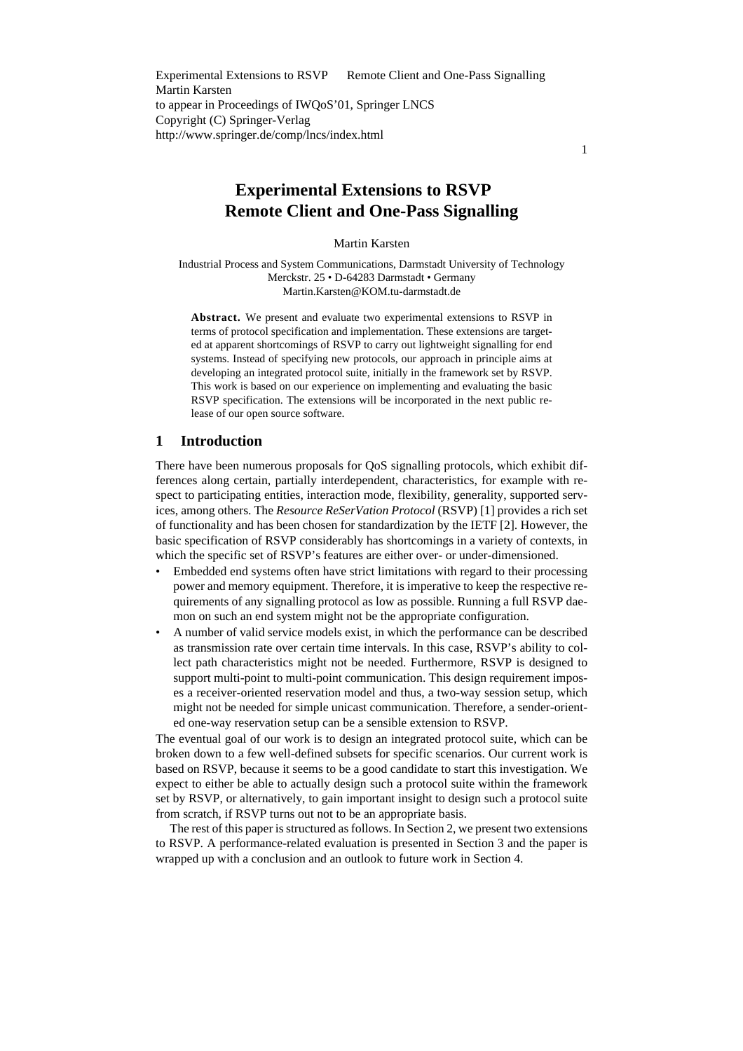Experimental Extensions to RSVP Remote Client and One-Pass Signalling
Martin Karsten
to appear in Proceedings of IWQoS'01, Springer LNCS
Copyright (C) Springer-Verlag
http://www.springer.de/comp/lncs/index.html

# Experimental Extensions to RSVP Remote Client and One-Pass Signalling

Martin Karsten

Industrial Process and System Communications, Darmstadt University of Technology
Merckstr. 25 • D-64283 Darmstadt • Germany
Martin.Karsten@KOM.tu-darmstadt.de

**Abstract.** We present and evaluate two experimental extensions to RSVP in terms of protocol specification and implementation. These extensions are targeted at apparent shortcomings of RSVP to carry out lightweight signalling for end systems. Instead of specifying new protocols, our approach in principle aims at developing an integrated protocol suite, initially in the framework set by RSVP. This work is based on our experience on implementing and evaluating the basic RSVP specification. The extensions will be incorporated in the next public release of our open source software.

## 1 Introduction

There have been numerous proposals for QoS signalling protocols, which exhibit differences along certain, partially interdependent, characteristics, for example with respect to participating entities, interaction mode, flexibility, generality, supported services, among others. The *Resource ReSerVation Protocol* (RSVP) [1] provides a rich set of functionality and has been chosen for standardization by the IETF [2]. However, the basic specification of RSVP considerably has shortcomings in a variety of contexts, in which the specific set of RSVP's features are either over- or under-dimensioned.

- Embedded end systems often have strict limitations with regard to their processing power and memory equipment. Therefore, it is imperative to keep the respective requirements of any signalling protocol as low as possible. Running a full RSVP daemon on such an end system might not be the appropriate configuration.
- A number of valid service models exist, in which the performance can be described as transmission rate over certain time intervals. In this case, RSVP's ability to collect path characteristics might not be needed. Furthermore, RSVP is designed to support multi-point to multi-point communication. This design requirement imposes a receiver-oriented reservation model and thus, a two-way session setup, which might not be needed for simple unicast communication. Therefore, a sender-oriented one-way reservation setup can be a sensible extension to RSVP.

The eventual goal of our work is to design an integrated protocol suite, which can be broken down to a few well-defined subsets for specific scenarios. Our current work is based on RSVP, because it seems to be a good candidate to start this investigation. We expect to either be able to actually design such a protocol suite within the framework set by RSVP, or alternatively, to gain important insight to design such a protocol suite from scratch, if RSVP turns out not to be an appropriate basis.

The rest of this paper is structured as follows. In Section 2, we present two extensions to RSVP. A performance-related evaluation is presented in Section 3 and the paper is wrapped up with a conclusion and an outlook to future work in Section 4.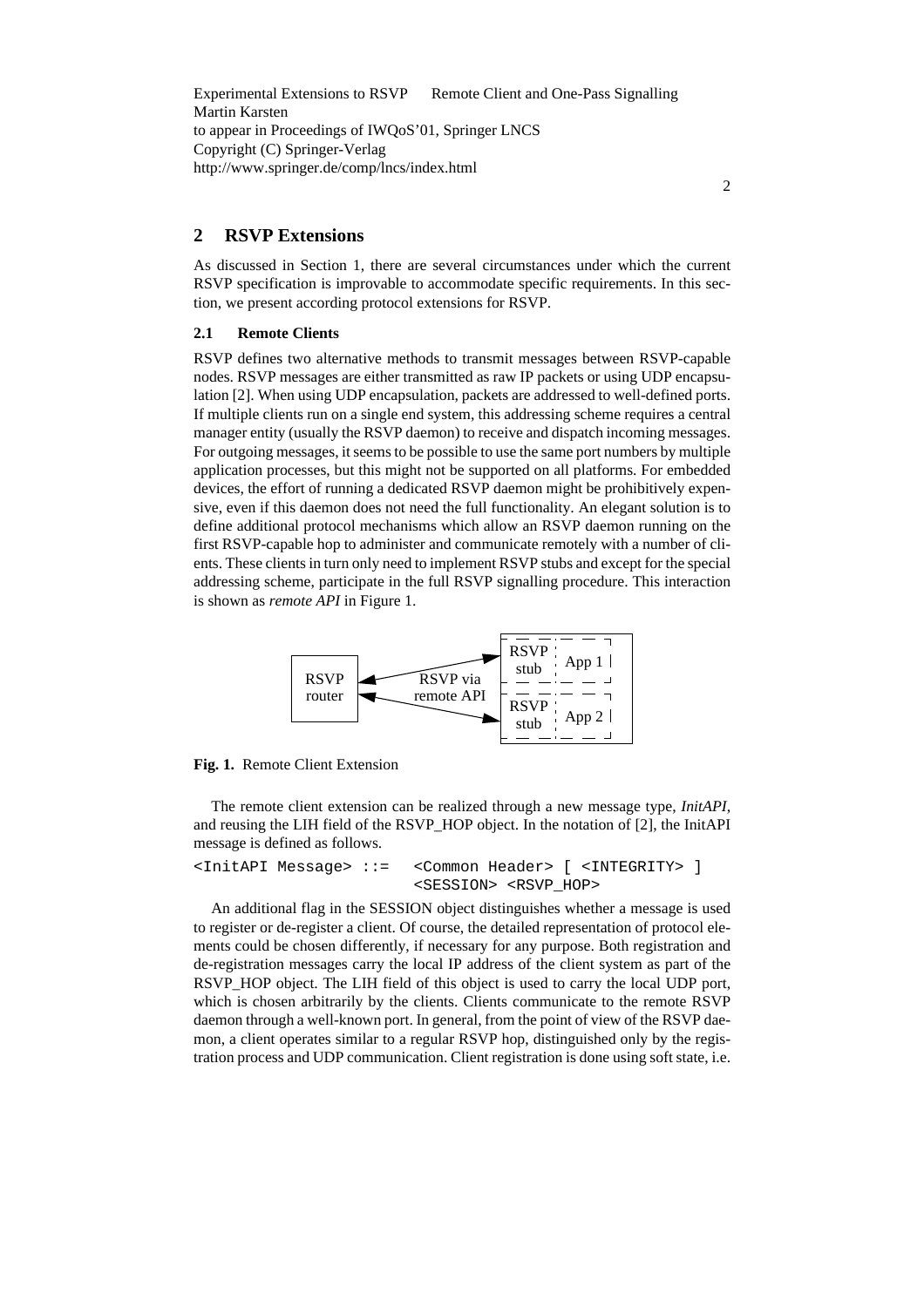## 2 RSVP Extensions

As discussed in Section 1, there are several circumstances under which the current RSVP specification is improvable to accommodate specific requirements. In this section, we present according protocol extensions for RSVP.

### 2.1 Remote Clients

RSVP defines two alternative methods to transmit messages between RSVP-capable nodes. RSVP messages are either transmitted as raw IP packets or using UDP encapsulation [2]. When using UDP encapsulation, packets are addressed to well-defined ports. If multiple clients run on a single end system, this addressing scheme requires a central manager entity (usually the RSVP daemon) to receive and dispatch incoming messages. For outgoing messages, it seems to be possible to use the same port numbers by multiple application processes, but this might not be supported on all platforms. For embedded devices, the effort of running a dedicated RSVP daemon might be prohibitively expensive, even if this daemon does not need the full functionality. An elegant solution is to define additional protocol mechanisms which allow an RSVP daemon running on the first RSVP-capable hop to administer and communicate remotely with a number of clients. These clients in turn only need to implement RSVP stubs and except for the special addressing scheme, participate in the full RSVP signalling procedure. This interaction is shown as *remote API* in Figure 1.

RSVP router

RSVP via remote API

RSVP stub

App 1

RSVP stub

App 2

**Fig. 1.** Remote Client Extension

The remote client extension can be realized through a new message type, *InitAPI*, and reusing the LIH field of the RSVP_HOP object. In the notation of [2], the InitAPI message is defined as follows.

```
<InitAPI Message> ::=   <Common Header> [ <INTEGRITY> ]
                        <SESSION> <RSVP_HOP>
```

An additional flag in the SESSION object distinguishes whether a message is used to register or de-register a client. Of course, the detailed representation of protocol elements could be chosen differently, if necessary for any purpose. Both registration and de-registration messages carry the local IP address of the client system as part of the RSVP_HOP object. The LIH field of this object is used to carry the local UDP port, which is chosen arbitrarily by the clients. Clients communicate to the remote RSVP daemon through a well-known port. In general, from the point of view of the RSVP daemon, a client operates similar to a regular RSVP hop, distinguished only by the registration process and UDP communication. Client registration is done using soft state, i.e.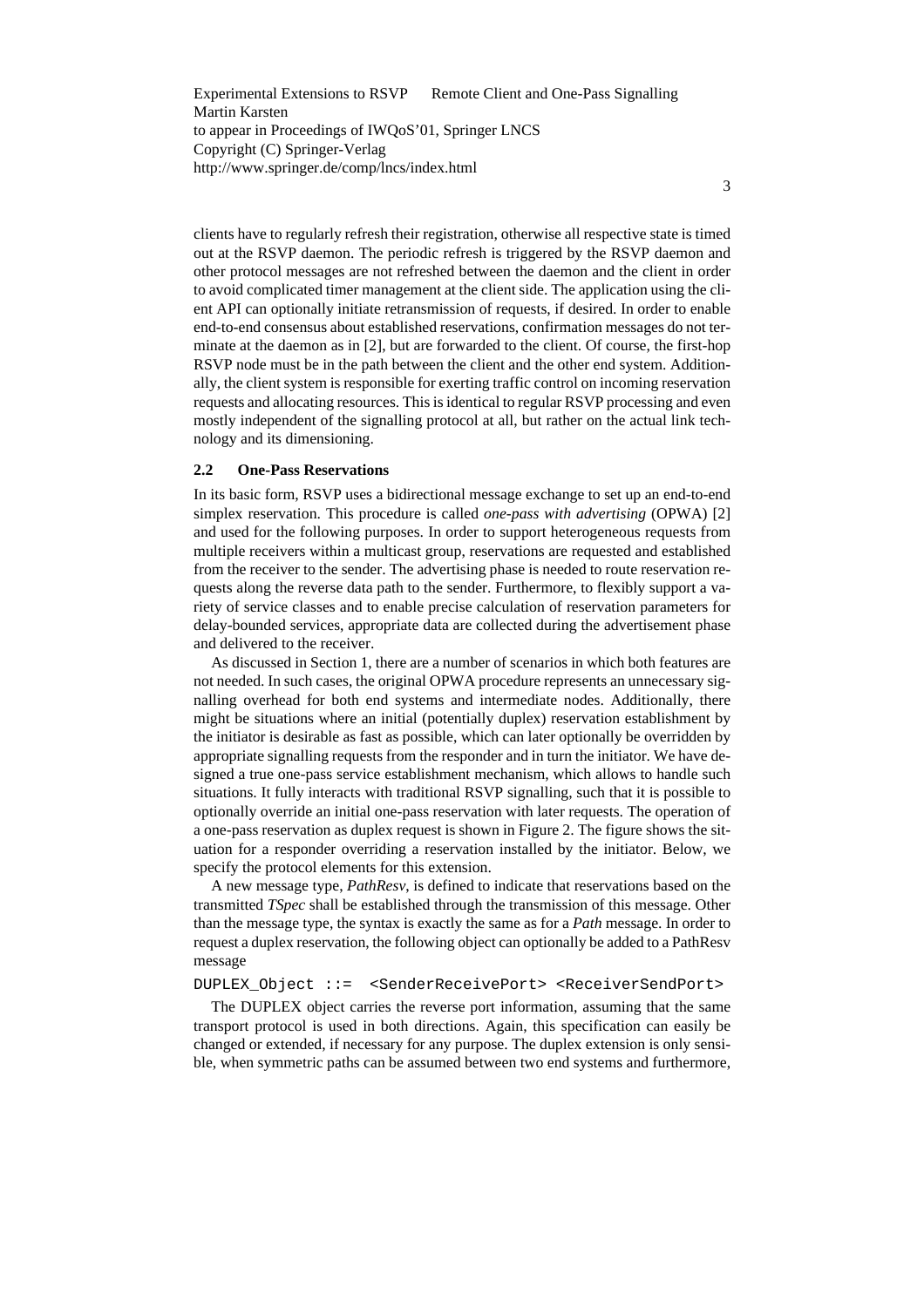clients have to regularly refresh their registration, otherwise all respective state is timed out at the RSVP daemon. The periodic refresh is triggered by the RSVP daemon and other protocol messages are not refreshed between the daemon and the client in order to avoid complicated timer management at the client side. The application using the client API can optionally initiate retransmission of requests, if desired. In order to enable end-to-end consensus about established reservations, confirmation messages do not terminate at the daemon as in [2], but are forwarded to the client. Of course, the first-hop RSVP node must be in the path between the client and the other end system. Additionally, the client system is responsible for exerting traffic control on incoming reservation requests and allocating resources. This is identical to regular RSVP processing and even mostly independent of the signalling protocol at all, but rather on the actual link technology and its dimensioning.

### 2.2 One-Pass Reservations

In its basic form, RSVP uses a bidirectional message exchange to set up an end-to-end simplex reservation. This procedure is called *one-pass with advertising* (OPWA) [2] and used for the following purposes. In order to support heterogeneous requests from multiple receivers within a multicast group, reservations are requested and established from the receiver to the sender. The advertising phase is needed to route reservation requests along the reverse data path to the sender. Furthermore, to flexibly support a variety of service classes and to enable precise calculation of reservation parameters for delay-bounded services, appropriate data are collected during the advertisement phase and delivered to the receiver.

As discussed in Section 1, there are a number of scenarios in which both features are not needed. In such cases, the original OPWA procedure represents an unnecessary signalling overhead for both end systems and intermediate nodes. Additionally, there might be situations where an initial (potentially duplex) reservation establishment by the initiator is desirable as fast as possible, which can later optionally be overridden by appropriate signalling requests from the responder and in turn the initiator. We have designed a true one-pass service establishment mechanism, which allows to handle such situations. It fully interacts with traditional RSVP signalling, such that it is possible to optionally override an initial one-pass reservation with later requests. The operation of a one-pass reservation as duplex request is shown in Figure 2. The figure shows the situation for a responder overriding a reservation installed by the initiator. Below, we specify the protocol elements for this extension.

A new message type, *PathResv*, is defined to indicate that reservations based on the transmitted *TSpec* shall be established through the transmission of this message. Other than the message type, the syntax is exactly the same as for a *Path* message. In order to request a duplex reservation, the following object can optionally be added to a PathResv message

```
DUPLEX_Object ::=  <SenderReceivePort> <ReceiverSendPort>
```

The DUPLEX object carries the reverse port information, assuming that the same transport protocol is used in both directions. Again, this specification can easily be changed or extended, if necessary for any purpose. The duplex extension is only sensible, when symmetric paths can be assumed between two end systems and furthermore,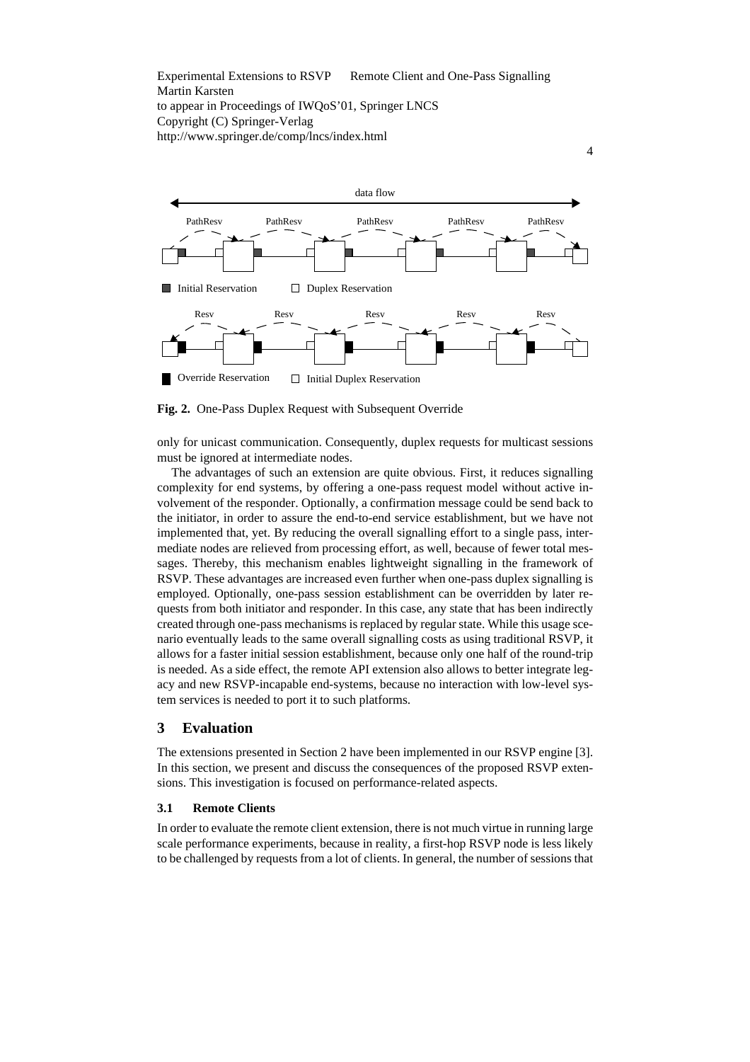Experimental Extensions to RSVP — Remote Client and One-Pass Signalling
Martin Karsten
to appear in Proceedings of IWQoS'01, Springer LNCS
Copyright (C) Springer-Verlag
http://www.springer.de/comp/lncs/index.html

data flow

PathResv PathResv PathResv PathResv PathResv

Initial Reservation Duplex Reservation

Resv Resv Resv Resv Resv

Override Reservation Initial Duplex Reservation

**Fig. 2.** One-Pass Duplex Request with Subsequent Override

only for unicast communication. Consequently, duplex requests for multicast sessions must be ignored at intermediate nodes.

The advantages of such an extension are quite obvious. First, it reduces signalling complexity for end systems, by offering a one-pass request model without active involvement of the responder. Optionally, a confirmation message could be send back to the initiator, in order to assure the end-to-end service establishment, but we have not implemented that, yet. By reducing the overall signalling effort to a single pass, intermediate nodes are relieved from processing effort, as well, because of fewer total messages. Thereby, this mechanism enables lightweight signalling in the framework of RSVP. These advantages are increased even further when one-pass duplex signalling is employed. Optionally, one-pass session establishment can be overridden by later requests from both initiator and responder. In this case, any state that has been indirectly created through one-pass mechanisms is replaced by regular state. While this usage scenario eventually leads to the same overall signalling costs as using traditional RSVP, it allows for a faster initial session establishment, because only one half of the round-trip is needed. As a side effect, the remote API extension also allows to better integrate legacy and new RSVP-incapable end-systems, because no interaction with low-level system services is needed to port it to such platforms.

## 3 Evaluation

The extensions presented in Section 2 have been implemented in our RSVP engine [3]. In this section, we present and discuss the consequences of the proposed RSVP extensions. This investigation is focused on performance-related aspects.

### 3.1 Remote Clients

In order to evaluate the remote client extension, there is not much virtue in running large scale performance experiments, because in reality, a first-hop RSVP node is less likely to be challenged by requests from a lot of clients. In general, the number of sessions that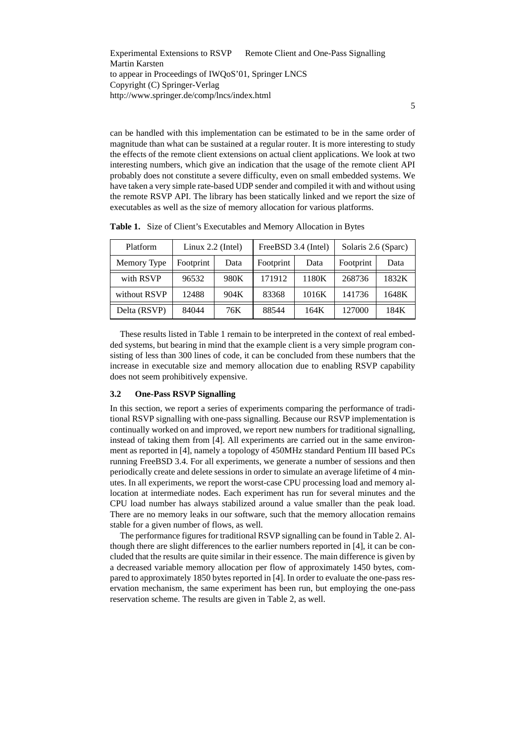can be handled with this implementation can be estimated to be in the same order of magnitude than what can be sustained at a regular router. It is more interesting to study the effects of the remote client extensions on actual client applications. We look at two interesting numbers, which give an indication that the usage of the remote client API probably does not constitute a severe difficulty, even on small embedded systems. We have taken a very simple rate-based UDP sender and compiled it with and without using the remote RSVP API. The library has been statically linked and we report the size of executables as well as the size of memory allocation for various platforms.

**Table 1.** Size of Client's Executables and Memory Allocation in Bytes

| Platform | Linux 2.2 (Intel) | | FreeBSD 3.4 (Intel) | | Solaris 2.6 (Sparc) | |
|---|---|---|---|---|---|---|
| Memory Type | Footprint | Data | Footprint | Data | Footprint | Data |
| with RSVP | 96532 | 980K | 171912 | 1180K | 268736 | 1832K |
| without RSVP | 12488 | 904K | 83368 | 1016K | 141736 | 1648K |
| Delta (RSVP) | 84044 | 76K | 88544 | 164K | 127000 | 184K |

These results listed in Table 1 remain to be interpreted in the context of real embedded systems, but bearing in mind that the example client is a very simple program consisting of less than 300 lines of code, it can be concluded from these numbers that the increase in executable size and memory allocation due to enabling RSVP capability does not seem prohibitively expensive.

### 3.2 One-Pass RSVP Signalling

In this section, we report a series of experiments comparing the performance of traditional RSVP signalling with one-pass signalling. Because our RSVP implementation is continually worked on and improved, we report new numbers for traditional signalling, instead of taking them from [4]. All experiments are carried out in the same environment as reported in [4], namely a topology of 450MHz standard Pentium III based PCs running FreeBSD 3.4. For all experiments, we generate a number of sessions and then periodically create and delete sessions in order to simulate an average lifetime of 4 minutes. In all experiments, we report the worst-case CPU processing load and memory allocation at intermediate nodes. Each experiment has run for several minutes and the CPU load number has always stabilized around a value smaller than the peak load. There are no memory leaks in our software, such that the memory allocation remains stable for a given number of flows, as well.

The performance figures for traditional RSVP signalling can be found in Table 2. Although there are slight differences to the earlier numbers reported in [4], it can be concluded that the results are quite similar in their essence. The main difference is given by a decreased variable memory allocation per flow of approximately 1450 bytes, compared to approximately 1850 bytes reported in [4]. In order to evaluate the one-pass reservation mechanism, the same experiment has been run, but employing the one-pass reservation scheme. The results are given in Table 2, as well.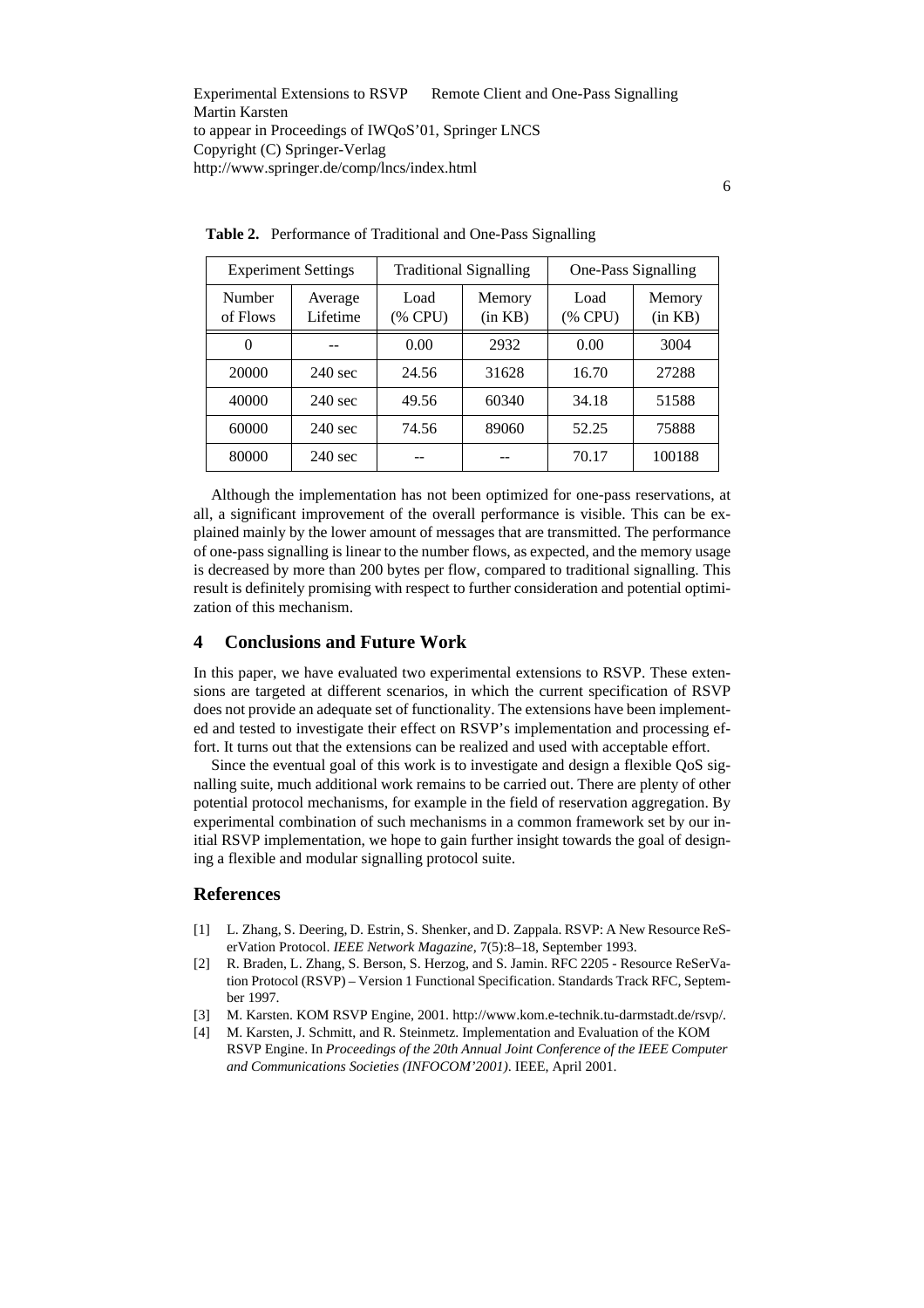**Table 2.** Performance of Traditional and One-Pass Signalling

| Experiment Settings | | Traditional Signalling | | One-Pass Signalling | |
|---|---|---|---|---|---|
| Number of Flows | Average Lifetime | Load (% CPU) | Memory (in KB) | Load (% CPU) | Memory (in KB) |
| 0 | -- | 0.00 | 2932 | 0.00 | 3004 |
| 20000 | 240 sec | 24.56 | 31628 | 16.70 | 27288 |
| 40000 | 240 sec | 49.56 | 60340 | 34.18 | 51588 |
| 60000 | 240 sec | 74.56 | 89060 | 52.25 | 75888 |
| 80000 | 240 sec | -- | -- | 70.17 | 100188 |

Although the implementation has not been optimized for one-pass reservations, at all, a significant improvement of the overall performance is visible. This can be explained mainly by the lower amount of messages that are transmitted. The performance of one-pass signalling is linear to the number flows, as expected, and the memory usage is decreased by more than 200 bytes per flow, compared to traditional signalling. This result is definitely promising with respect to further consideration and potential optimization of this mechanism.

## 4 Conclusions and Future Work

In this paper, we have evaluated two experimental extensions to RSVP. These extensions are targeted at different scenarios, in which the current specification of RSVP does not provide an adequate set of functionality. The extensions have been implemented and tested to investigate their effect on RSVP's implementation and processing effort. It turns out that the extensions can be realized and used with acceptable effort.

Since the eventual goal of this work is to investigate and design a flexible QoS signalling suite, much additional work remains to be carried out. There are plenty of other potential protocol mechanisms, for example in the field of reservation aggregation. By experimental combination of such mechanisms in a common framework set by our initial RSVP implementation, we hope to gain further insight towards the goal of designing a flexible and modular signalling protocol suite.

## References

[1] L. Zhang, S. Deering, D. Estrin, S. Shenker, and D. Zappala. RSVP: A New Resource ReSerVation Protocol. *IEEE Network Magazine*, 7(5):8–18, September 1993.

[2] R. Braden, L. Zhang, S. Berson, S. Herzog, and S. Jamin. RFC 2205 - Resource ReSerVation Protocol (RSVP) – Version 1 Functional Specification. Standards Track RFC, September 1997.

[3] M. Karsten. KOM RSVP Engine, 2001. http://www.kom.e-technik.tu-darmstadt.de/rsvp/.

[4] M. Karsten, J. Schmitt, and R. Steinmetz. Implementation and Evaluation of the KOM RSVP Engine. In *Proceedings of the 20th Annual Joint Conference of the IEEE Computer and Communications Societies (INFOCOM'2001)*. IEEE, April 2001.